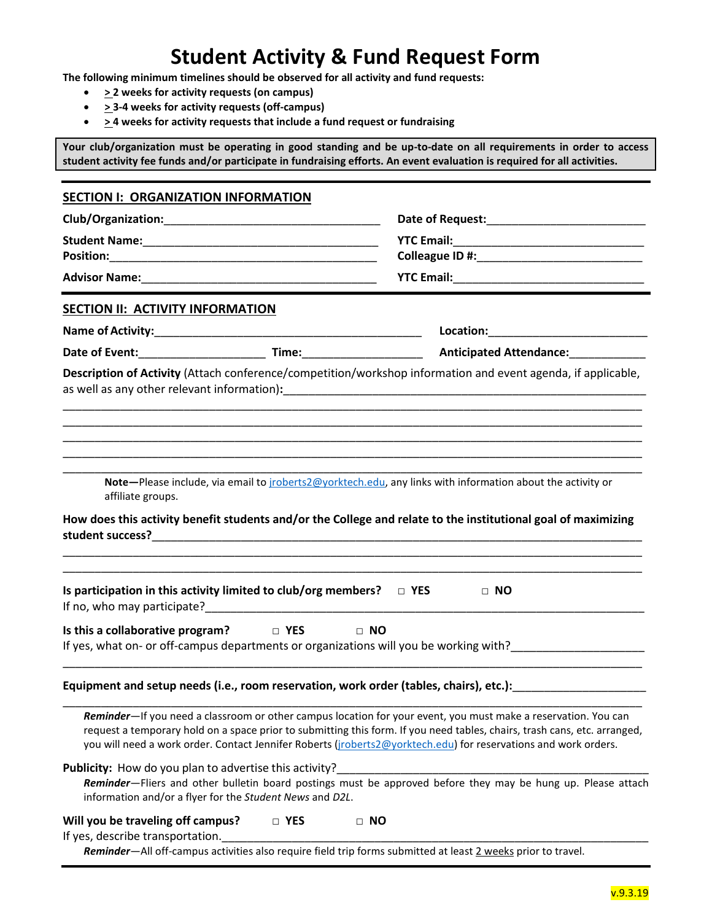# Student Activity & Fund Request Form

**The following minimum timelines should be observed for all activity and fund requests:**

- **> 2 weeks for activity requests (on campus)**
- **> 3-4 weeks for activity requests (off-campus)**
- **> 4 weeks for activity requests that include a fund request or fundraising**

**Your club/organization must be operating in good standing and be up-to-date on all requirements in order to access student activity fee funds and/or participate in fundraising efforts. An event evaluation is required for all activities.**

## SECTION I: ORGANIZATION INFORMATION

**Club/Organization:**___________________________________ **Date of Request:**_________________________

**Student Name:**______________________________________ **YTC Email:**______________________________

**Position:**___________________________________________ **Colleague ID #:**__________________________

**Advisor Name:**_______________________________________ **YTC Email:**______________________________

## SECTION II: ACTIVITY INFORMATION

**Name of Activity:**___________________________________________ **Location:**_________________________

**Date of Event:**____________________ **Time:**___________________ **Anticipated Attendance:**____________

**Description of Activity** (Attach conference/competition/workshop information and event agenda, if applicable, as well as any other relevant information)**:**_____________________________________________________________

_____________________________________________________________________________________________

_____________________________________________________________________________________________

_____________________________________________________________________________________________

_____________________________________________________________________________________________

_____________________________________________________________________________________________

**Note—**Please include, via email to jroberts2@yorktech.edu, any links with information about the activity or affiliate groups.

**How does this activity benefit students and/or the College and relate to the institutional goal of maximizing student success?**_____________________________________________________________________________

_____________________________________________________________________________________________

_____________________________________________________________________________________________

**Is participation in this activity limited to club/org members?** □ **YES** □ **NO**

If no, who may participate?_________________________________________________________________________

**Is this a collaborative program?** □ **YES** □ **NO**

If yes, what on- or off-campus departments or organizations will you be working with?____________________

_____________________________________________________________________________________________

**Equipment and setup needs (i.e., room reservation, work order (tables, chairs), etc.):**____________________

_____________________________________________________________________________________________

*Reminder*—If you need a classroom or other campus location for your event, you must make a reservation. You can request a temporary hold on a space prior to submitting this form. If you need tables, chairs, trash cans, etc. arranged, you will need a work order. Contact Jennifer Roberts (jroberts2@yorktech.edu) for reservations and work orders.

**Publicity:** How do you plan to advertise this activity?____________________________________________

*Reminder*—Fliers and other bulletin board postings must be approved before they may be hung up. Please attach information and/or a flyer for the *Student News* and *D2L*.

**Will you be traveling off campus?** □ **YES** □ **NO**

If yes, describe transportation.___________________________________________________________________

*Reminder*—All off-campus activities also require field trip forms submitted at least 2 weeks prior to travel.

v.9.3.19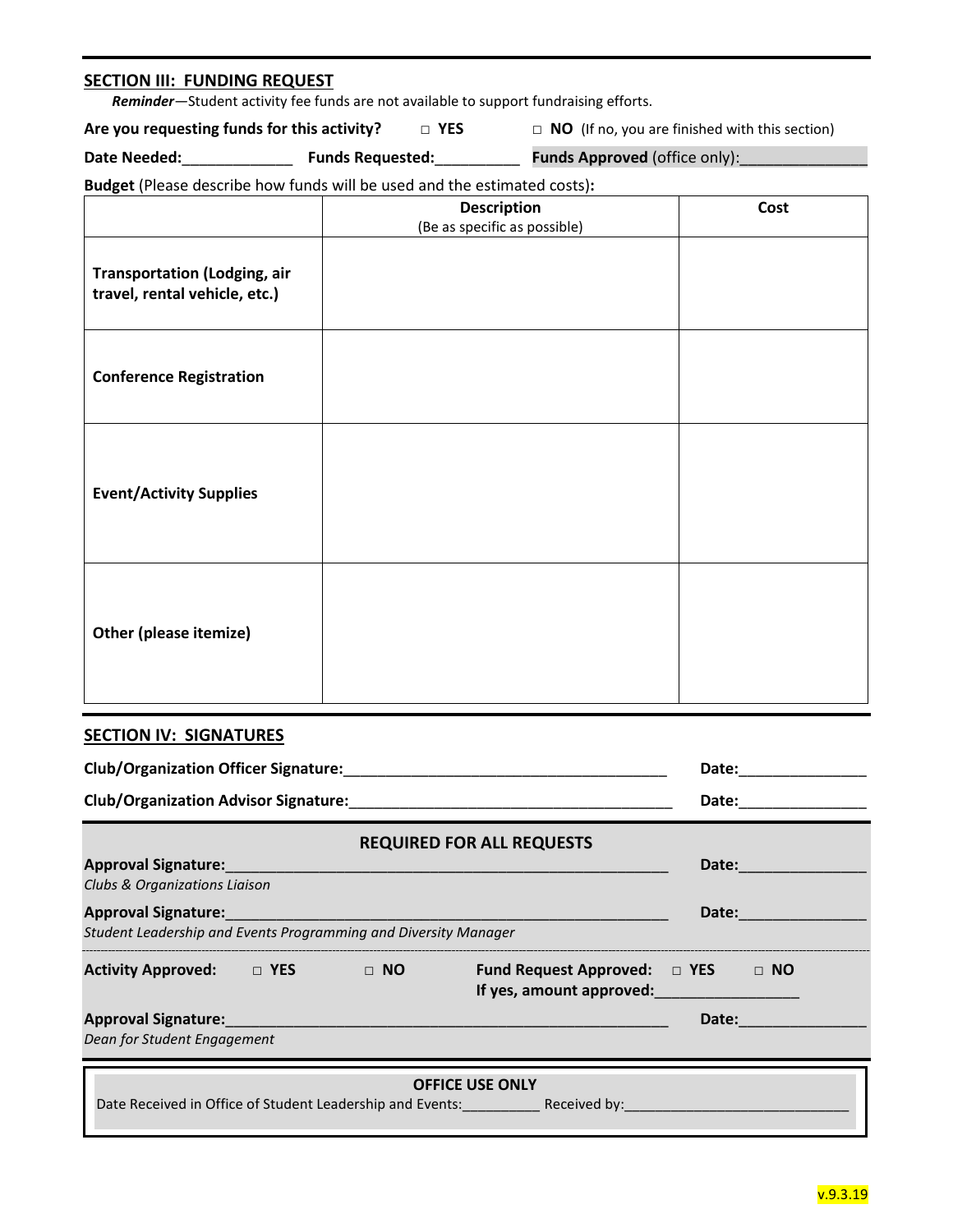## SECTION III: FUNDING REQUEST

***Reminder***—Student activity fee funds are not available to support fundraising efforts.

**Are you requesting funds for this activity?** □ **YES** □ **NO** (If no, you are finished with this section)

**Date Needed:**_____________ **Funds Requested:**__________ **Funds Approved** (office only):_______________

**Budget** (Please describe how funds will be used and the estimated costs)**:**

| | **Description** (Be as specific as possible) | **Cost** |
|---|---|---|
| **Transportation (Lodging, air travel, rental vehicle, etc.)** | | |
| **Conference Registration** | | |
| **Event/Activity Supplies** | | |
| **Other (please itemize)** | | |

## SECTION IV: SIGNATURES

**Club/Organization Officer Signature:**_______________________________________ **Date:**_______________

**Club/Organization Advisor Signature:**_______________________________________ **Date:**_______________

**REQUIRED FOR ALL REQUESTS**

**Approval Signature:**_____________________________________________________ **Date:**_______________
*Clubs & Organizations Liaison*

**Approval Signature:**_____________________________________________________ **Date:**_______________
*Student Leadership and Events Programming and Diversity Manager*

**Activity Approved:** □ **YES** □ **NO** **Fund Request Approved:** □ **YES** □ **NO**
**If yes, amount approved:**_________________

**Approval Signature:**_____________________________________________________ **Date:**_______________
*Dean for Student Engagement*

**OFFICE USE ONLY**
Date Received in Office of Student Leadership and Events:__________ Received by:____________________________

v.9.3.19